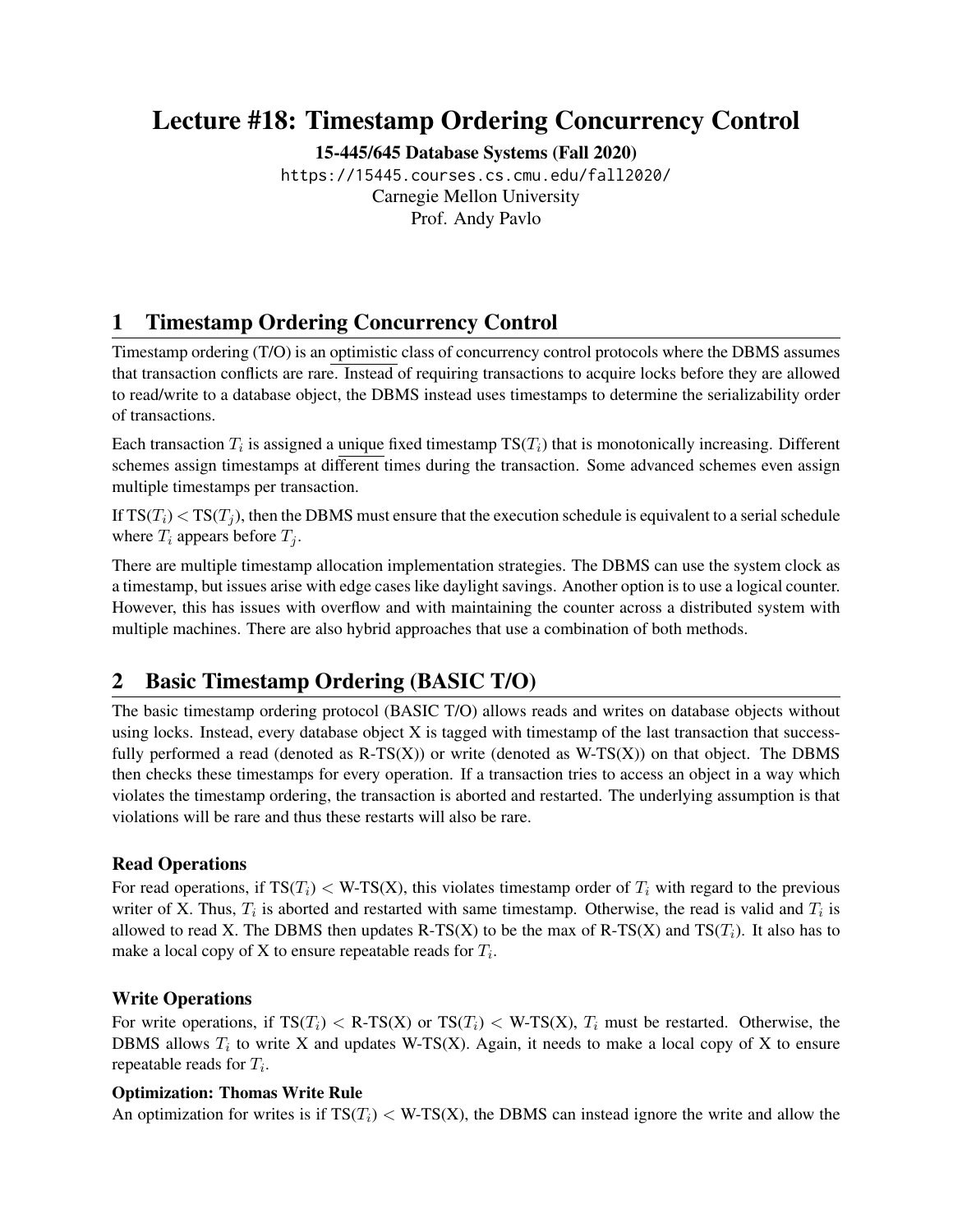# Lecture #18: Timestamp Ordering Concurrency Control

**15-445/645 Database Systems (Fall 2020)**

https://15445.courses.cs.cmu.edu/fall2020/

Carnegie Mellon University

Prof. Andy Pavlo

## 1 Timestamp Ordering Concurrency Control

Timestamp ordering (T/O) is an optimistic class of concurrency control protocols where the DBMS assumes that transaction conflicts are rare. Instead of requiring transactions to acquire locks before they are allowed to read/write to a database object, the DBMS instead uses timestamps to determine the serializability order of transactions.

Each transaction $T_i$ is assigned a unique fixed timestamp TS($T_i$) that is monotonically increasing. Different schemes assign timestamps at different times during the transaction. Some advanced schemes even assign multiple timestamps per transaction.

If TS($T_i$) < TS($T_j$), then the DBMS must ensure that the execution schedule is equivalent to a serial schedule where $T_i$ appears before $T_j$.

There are multiple timestamp allocation implementation strategies. The DBMS can use the system clock as a timestamp, but issues arise with edge cases like daylight savings. Another option is to use a logical counter. However, this has issues with overflow and with maintaining the counter across a distributed system with multiple machines. There are also hybrid approaches that use a combination of both methods.

## 2 Basic Timestamp Ordering (BASIC T/O)

The basic timestamp ordering protocol (BASIC T/O) allows reads and writes on database objects without using locks. Instead, every database object X is tagged with timestamp of the last transaction that successfully performed a read (denoted as R-TS(X)) or write (denoted as W-TS(X)) on that object. The DBMS then checks these timestamps for every operation. If a transaction tries to access an object in a way which violates the timestamp ordering, the transaction is aborted and restarted. The underlying assumption is that violations will be rare and thus these restarts will also be rare.

### Read Operations

For read operations, if TS($T_i$) < W-TS(X), this violates timestamp order of $T_i$ with regard to the previous writer of X. Thus, $T_i$ is aborted and restarted with same timestamp. Otherwise, the read is valid and $T_i$ is allowed to read X. The DBMS then updates R-TS(X) to be the max of R-TS(X) and TS($T_i$). It also has to make a local copy of X to ensure repeatable reads for $T_i$.

### Write Operations

For write operations, if TS($T_i$) < R-TS(X) or TS($T_i$) < W-TS(X), $T_i$ must be restarted. Otherwise, the DBMS allows $T_i$ to write X and updates W-TS(X). Again, it needs to make a local copy of X to ensure repeatable reads for $T_i$.

#### Optimization: Thomas Write Rule

An optimization for writes is if TS($T_i$) < W-TS(X), the DBMS can instead ignore the write and allow the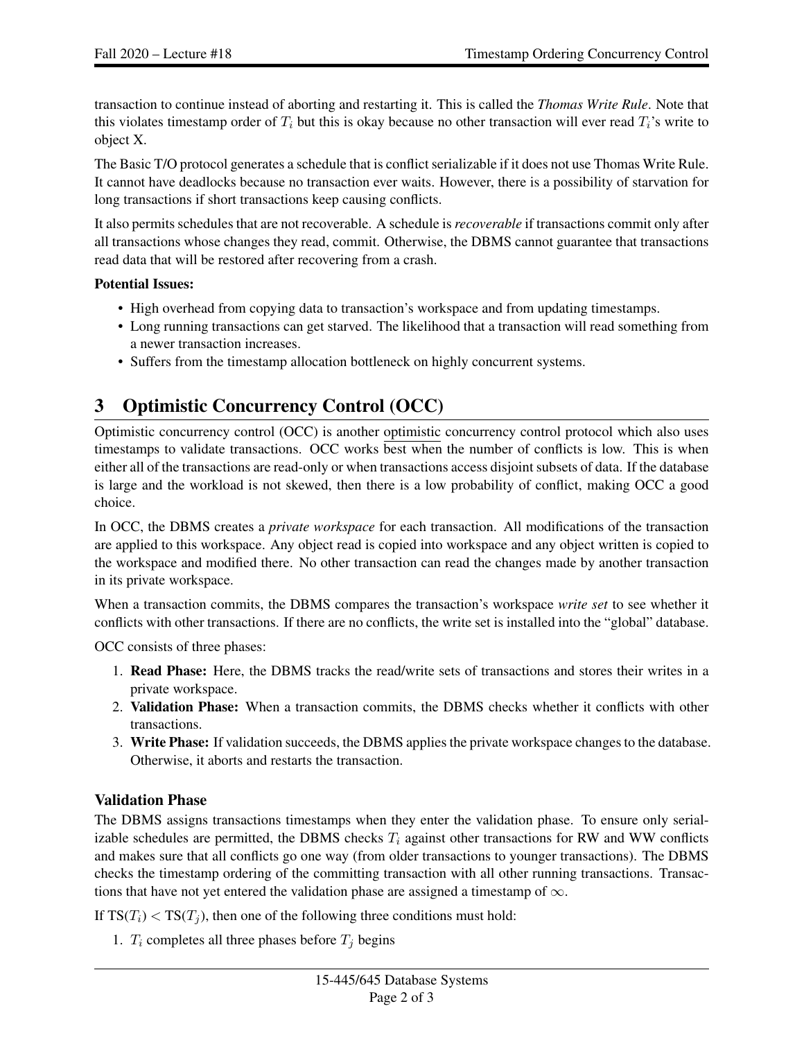transaction to continue instead of aborting and restarting it. This is called the *Thomas Write Rule*. Note that this violates timestamp order of $T_i$ but this is okay because no other transaction will ever read $T_i$'s write to object X.

The Basic T/O protocol generates a schedule that is conflict serializable if it does not use Thomas Write Rule. It cannot have deadlocks because no transaction ever waits. However, there is a possibility of starvation for long transactions if short transactions keep causing conflicts.

It also permits schedules that are not recoverable. A schedule is *recoverable* if transactions commit only after all transactions whose changes they read, commit. Otherwise, the DBMS cannot guarantee that transactions read data that will be restored after recovering from a crash.

**Potential Issues:**

- High overhead from copying data to transaction's workspace and from updating timestamps.
- Long running transactions can get starved. The likelihood that a transaction will read something from a newer transaction increases.
- Suffers from the timestamp allocation bottleneck on highly concurrent systems.

## 3 Optimistic Concurrency Control (OCC)

Optimistic concurrency control (OCC) is another optimistic concurrency control protocol which also uses timestamps to validate transactions. OCC works best when the number of conflicts is low. This is when either all of the transactions are read-only or when transactions access disjoint subsets of data. If the database is large and the workload is not skewed, then there is a low probability of conflict, making OCC a good choice.

In OCC, the DBMS creates a *private workspace* for each transaction. All modifications of the transaction are applied to this workspace. Any object read is copied into workspace and any object written is copied to the workspace and modified there. No other transaction can read the changes made by another transaction in its private workspace.

When a transaction commits, the DBMS compares the transaction's workspace *write set* to see whether it conflicts with other transactions. If there are no conflicts, the write set is installed into the "global" database.

OCC consists of three phases:

1. **Read Phase:** Here, the DBMS tracks the read/write sets of transactions and stores their writes in a private workspace.
2. **Validation Phase:** When a transaction commits, the DBMS checks whether it conflicts with other transactions.
3. **Write Phase:** If validation succeeds, the DBMS applies the private workspace changes to the database. Otherwise, it aborts and restarts the transaction.

### Validation Phase

The DBMS assigns transactions timestamps when they enter the validation phase. To ensure only serializable schedules are permitted, the DBMS checks $T_i$ against other transactions for RW and WW conflicts and makes sure that all conflicts go one way (from older transactions to younger transactions). The DBMS checks the timestamp ordering of the committing transaction with all other running transactions. Transactions that have not yet entered the validation phase are assigned a timestamp of $\infty$.

If $\text{TS}(T_i) < \text{TS}(T_j)$, then one of the following three conditions must hold:

1. $T_i$ completes all three phases before $T_j$ begins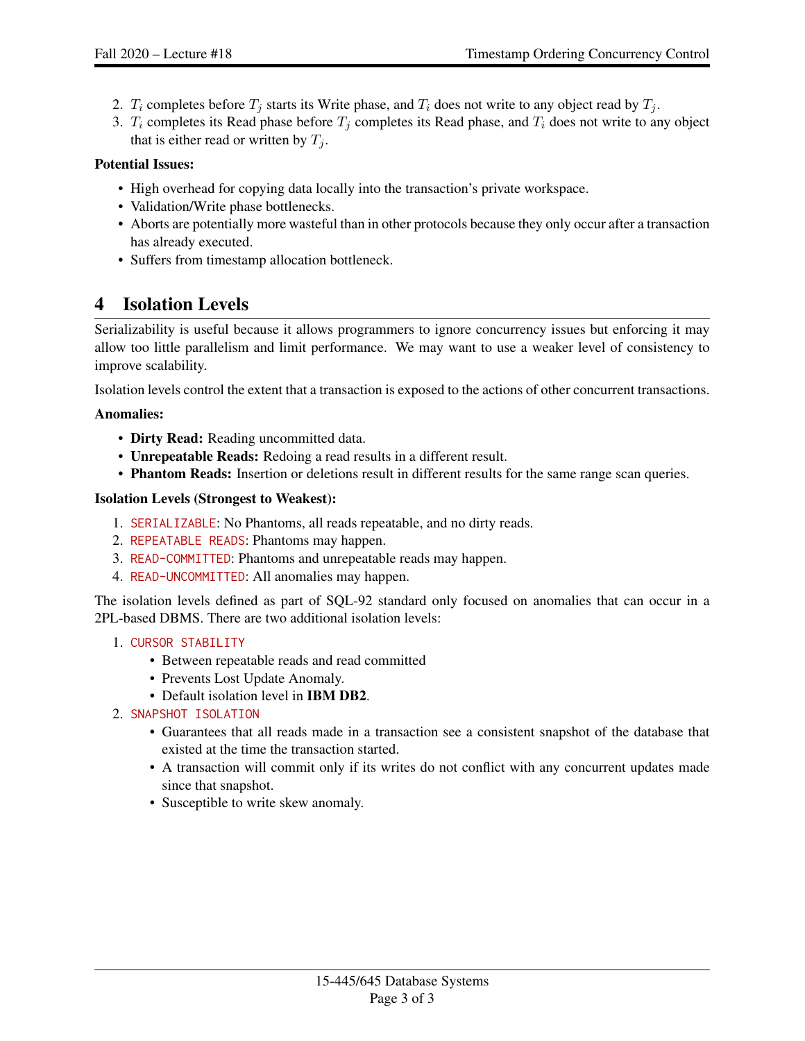2. $T_i$ completes before $T_j$ starts its Write phase, and $T_i$ does not write to any object read by $T_j$.
3. $T_i$ completes its Read phase before $T_j$ completes its Read phase, and $T_i$ does not write to any object that is either read or written by $T_j$.

**Potential Issues:**

- High overhead for copying data locally into the transaction's private workspace.
- Validation/Write phase bottlenecks.
- Aborts are potentially more wasteful than in other protocols because they only occur after a transaction has already executed.
- Suffers from timestamp allocation bottleneck.

# 4 Isolation Levels

Serializability is useful because it allows programmers to ignore concurrency issues but enforcing it may allow too little parallelism and limit performance. We may want to use a weaker level of consistency to improve scalability.

Isolation levels control the extent that a transaction is exposed to the actions of other concurrent transactions.

**Anomalies:**

- **Dirty Read:** Reading uncommitted data.
- **Unrepeatable Reads:** Redoing a read results in a different result.
- **Phantom Reads:** Insertion or deletions result in different results for the same range scan queries.

**Isolation Levels (Strongest to Weakest):**

1. `SERIALIZABLE`: No Phantoms, all reads repeatable, and no dirty reads.
2. `REPEATABLE READS`: Phantoms may happen.
3. `READ-COMMITTED`: Phantoms and unrepeatable reads may happen.
4. `READ-UNCOMMITTED`: All anomalies may happen.

The isolation levels defined as part of SQL-92 standard only focused on anomalies that can occur in a 2PL-based DBMS. There are two additional isolation levels:

1. `CURSOR STABILITY`
   - Between repeatable reads and read committed
   - Prevents Lost Update Anomaly.
   - Default isolation level in **IBM DB2**.
2. `SNAPSHOT ISOLATION`
   - Guarantees that all reads made in a transaction see a consistent snapshot of the database that existed at the time the transaction started.
   - A transaction will commit only if its writes do not conflict with any concurrent updates made since that snapshot.
   - Susceptible to write skew anomaly.